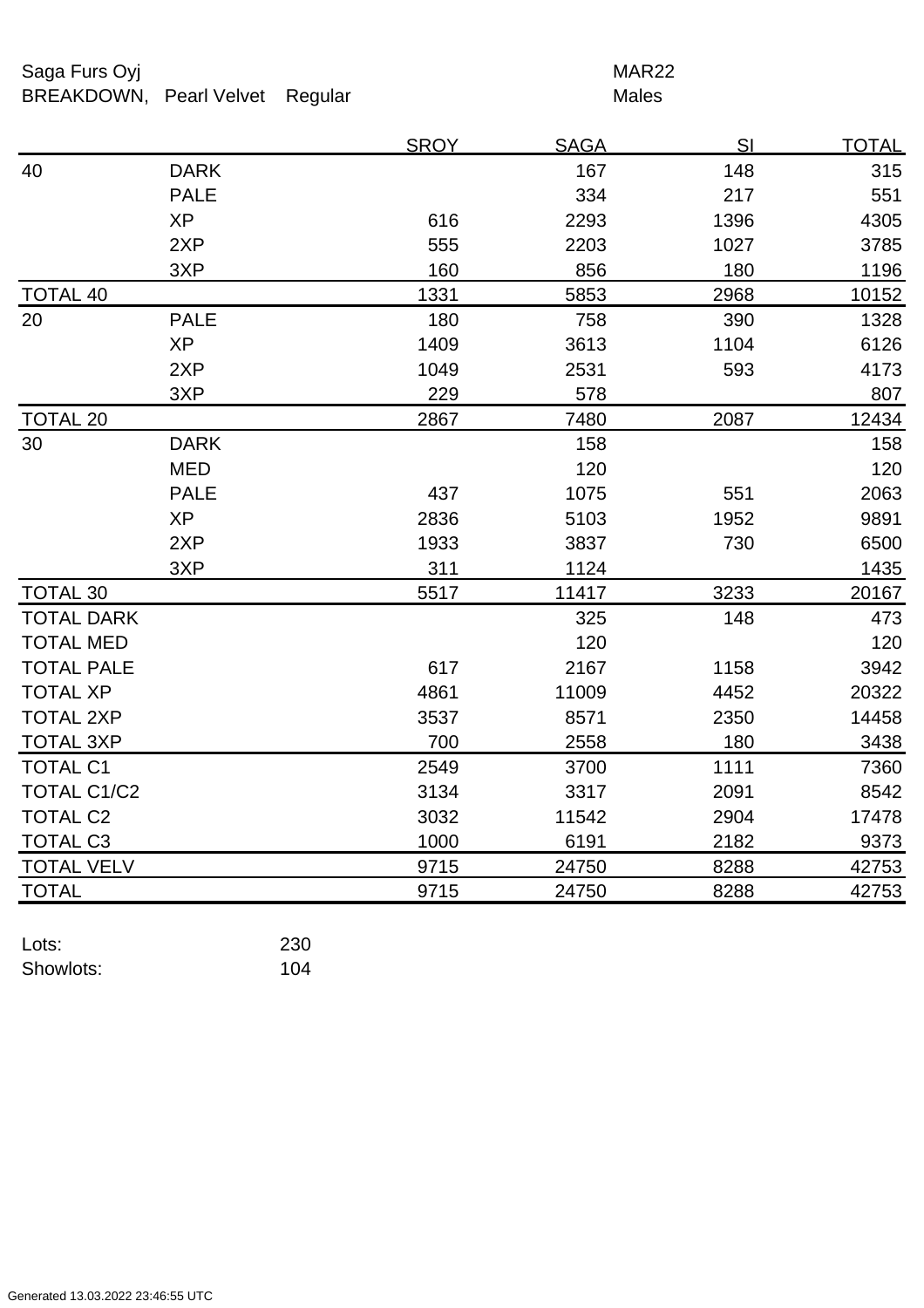Saga Furs Oyj | MAR22

BREAKDOWN, Pearl Velvet Regular | Males

| | | SROY | SAGA | SI | TOTAL |
|---|---|---|---|---|---|
| 40 | DARK | | 167 | 148 | 315 |
| | PALE | | 334 | 217 | 551 |
| | XP | 616 | 2293 | 1396 | 4305 |
| | 2XP | 555 | 2203 | 1027 | 3785 |
| | 3XP | 160 | 856 | 180 | 1196 |
| TOTAL 40 | | 1331 | 5853 | 2968 | 10152 |
| 20 | PALE | 180 | 758 | 390 | 1328 |
| | XP | 1409 | 3613 | 1104 | 6126 |
| | 2XP | 1049 | 2531 | 593 | 4173 |
| | 3XP | 229 | 578 | | 807 |
| TOTAL 20 | | 2867 | 7480 | 2087 | 12434 |
| 30 | DARK | | 158 | | 158 |
| | MED | | 120 | | 120 |
| | PALE | 437 | 1075 | 551 | 2063 |
| | XP | 2836 | 5103 | 1952 | 9891 |
| | 2XP | 1933 | 3837 | 730 | 6500 |
| | 3XP | 311 | 1124 | | 1435 |
| TOTAL 30 | | 5517 | 11417 | 3233 | 20167 |
| TOTAL DARK | | | 325 | 148 | 473 |
| TOTAL MED | | | 120 | | 120 |
| TOTAL PALE | | 617 | 2167 | 1158 | 3942 |
| TOTAL XP | | 4861 | 11009 | 4452 | 20322 |
| TOTAL 2XP | | 3537 | 8571 | 2350 | 14458 |
| TOTAL 3XP | | 700 | 2558 | 180 | 3438 |
| TOTAL C1 | | 2549 | 3700 | 1111 | 7360 |
| TOTAL C1/C2 | | 3134 | 3317 | 2091 | 8542 |
| TOTAL C2 | | 3032 | 11542 | 2904 | 17478 |
| TOTAL C3 | | 1000 | 6191 | 2182 | 9373 |
| TOTAL VELV | | 9715 | 24750 | 8288 | 42753 |
| TOTAL | | 9715 | 24750 | 8288 | 42753 |

Lots: 230

Showlots: 104

Generated 13.03.2022 23:46:55 UTC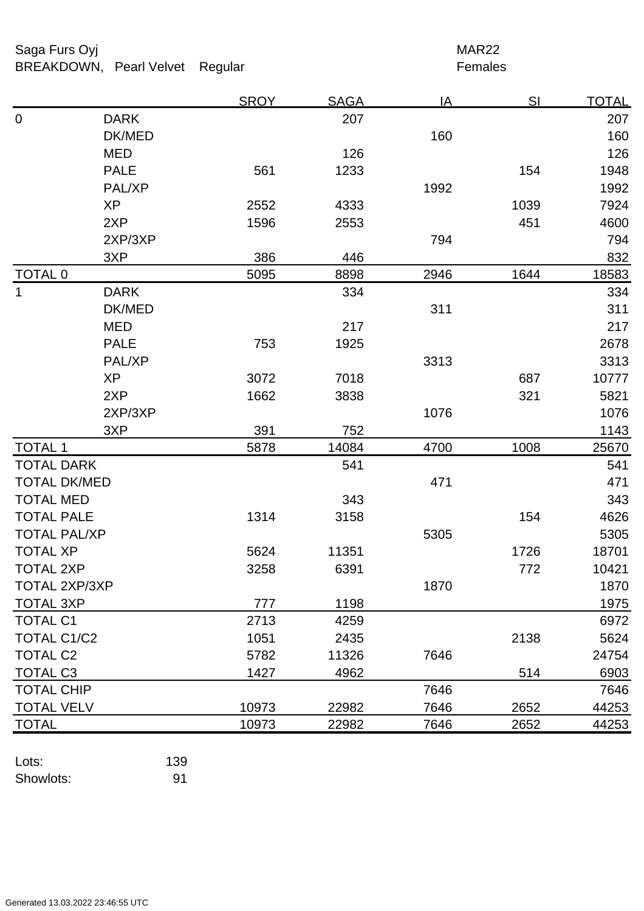Saga Furs Oyj

BREAKDOWN, Pearl Velvet Regular

MAR22

Females

| | | SROY | SAGA | IA | SI | TOTAL |
|---|---|---|---|---|---|---|
| 0 | DARK | | 207 | | | 207 |
| | DK/MED | | | 160 | | 160 |
| | MED | | 126 | | | 126 |
| | PALE | 561 | 1233 | | 154 | 1948 |
| | PAL/XP | | | 1992 | | 1992 |
| | XP | 2552 | 4333 | | 1039 | 7924 |
| | 2XP | 1596 | 2553 | | 451 | 4600 |
| | 2XP/3XP | | | 794 | | 794 |
| | 3XP | 386 | 446 | | | 832 |
| TOTAL 0 | | 5095 | 8898 | 2946 | 1644 | 18583 |
| 1 | DARK | | 334 | | | 334 |
| | DK/MED | | | 311 | | 311 |
| | MED | | 217 | | | 217 |
| | PALE | 753 | 1925 | | | 2678 |
| | PAL/XP | | | 3313 | | 3313 |
| | XP | 3072 | 7018 | | 687 | 10777 |
| | 2XP | 1662 | 3838 | | 321 | 5821 |
| | 2XP/3XP | | | 1076 | | 1076 |
| | 3XP | 391 | 752 | | | 1143 |
| TOTAL 1 | | 5878 | 14084 | 4700 | 1008 | 25670 |
| TOTAL DARK | | | 541 | | | 541 |
| TOTAL DK/MED | | | | 471 | | 471 |
| TOTAL MED | | | 343 | | | 343 |
| TOTAL PALE | | 1314 | 3158 | | 154 | 4626 |
| TOTAL PAL/XP | | | | 5305 | | 5305 |
| TOTAL XP | | 5624 | 11351 | | 1726 | 18701 |
| TOTAL 2XP | | 3258 | 6391 | | 772 | 10421 |
| TOTAL 2XP/3XP | | | | 1870 | | 1870 |
| TOTAL 3XP | | 777 | 1198 | | | 1975 |
| TOTAL C1 | | 2713 | 4259 | | | 6972 |
| TOTAL C1/C2 | | 1051 | 2435 | | 2138 | 5624 |
| TOTAL C2 | | 5782 | 11326 | 7646 | | 24754 |
| TOTAL C3 | | 1427 | 4962 | | 514 | 6903 |
| TOTAL CHIP | | | | 7646 | | 7646 |
| TOTAL VELV | | 10973 | 22982 | 7646 | 2652 | 44253 |
| TOTAL | | 10973 | 22982 | 7646 | 2652 | 44253 |

Lots: 139

Showlots: 91

Generated 13.03.2022 23:46:55 UTC